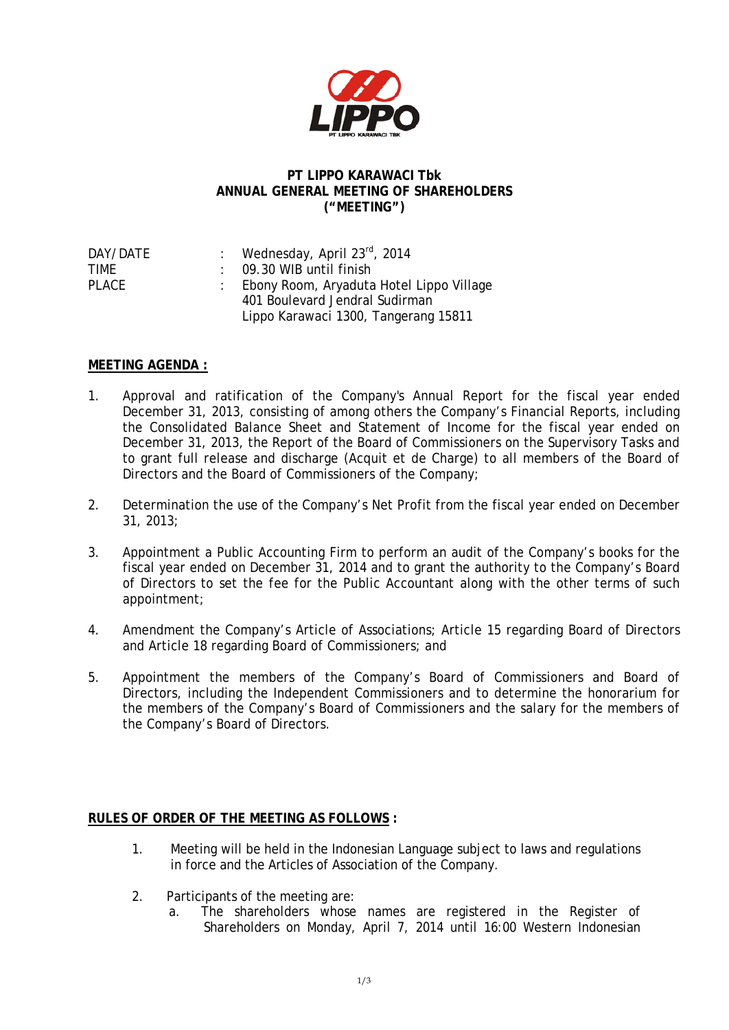**PT LIPPO KARAWACI Tbk**
**ANNUAL GENERAL MEETING OF SHAREHOLDERS**
**("MEETING")**

| | | |
|---|---|---|
| DAY/DATE | : | Wednesday, April 23rd, 2014 |
| TIME | : | 09.30 WIB until finish |
| PLACE | : | Ebony Room, Aryaduta Hotel Lippo Village<br>401 Boulevard Jendral Sudirman<br>Lippo Karawaci 1300, Tangerang 15811 |

**MEETING AGENDA :**

1. Approval and ratification of the Company's Annual Report for the fiscal year ended December 31, 2013, consisting of among others the Company's Financial Reports, including the Consolidated Balance Sheet and Statement of Income for the fiscal year ended on December 31, 2013, the Report of the Board of Commissioners on the Supervisory Tasks and to grant full release and discharge (Acquit et de Charge) to all members of the Board of Directors and the Board of Commissioners of the Company;

2. Determination the use of the Company's Net Profit from the fiscal year ended on December 31, 2013;

3. Appointment a Public Accounting Firm to perform an audit of the Company's books for the fiscal year ended on December 31, 2014 and to grant the authority to the Company's Board of Directors to set the fee for the Public Accountant along with the other terms of such appointment;

4. Amendment the Company's Article of Associations; Article 15 regarding Board of Directors and Article 18 regarding Board of Commissioners; and

5. Appointment the members of the Company's Board of Commissioners and Board of Directors, including the Independent Commissioners and to determine the honorarium for the members of the Company's Board of Commissioners and the salary for the members of the Company's Board of Directors.

**RULES OF ORDER OF THE MEETING AS FOLLOWS :**

1. Meeting will be held in the Indonesian Language subject to laws and regulations in force and the Articles of Association of the Company.

2. Participants of the meeting are:
   a. The shareholders whose names are registered in the Register of Shareholders on Monday, April 7, 2014 until 16:00 Western Indonesian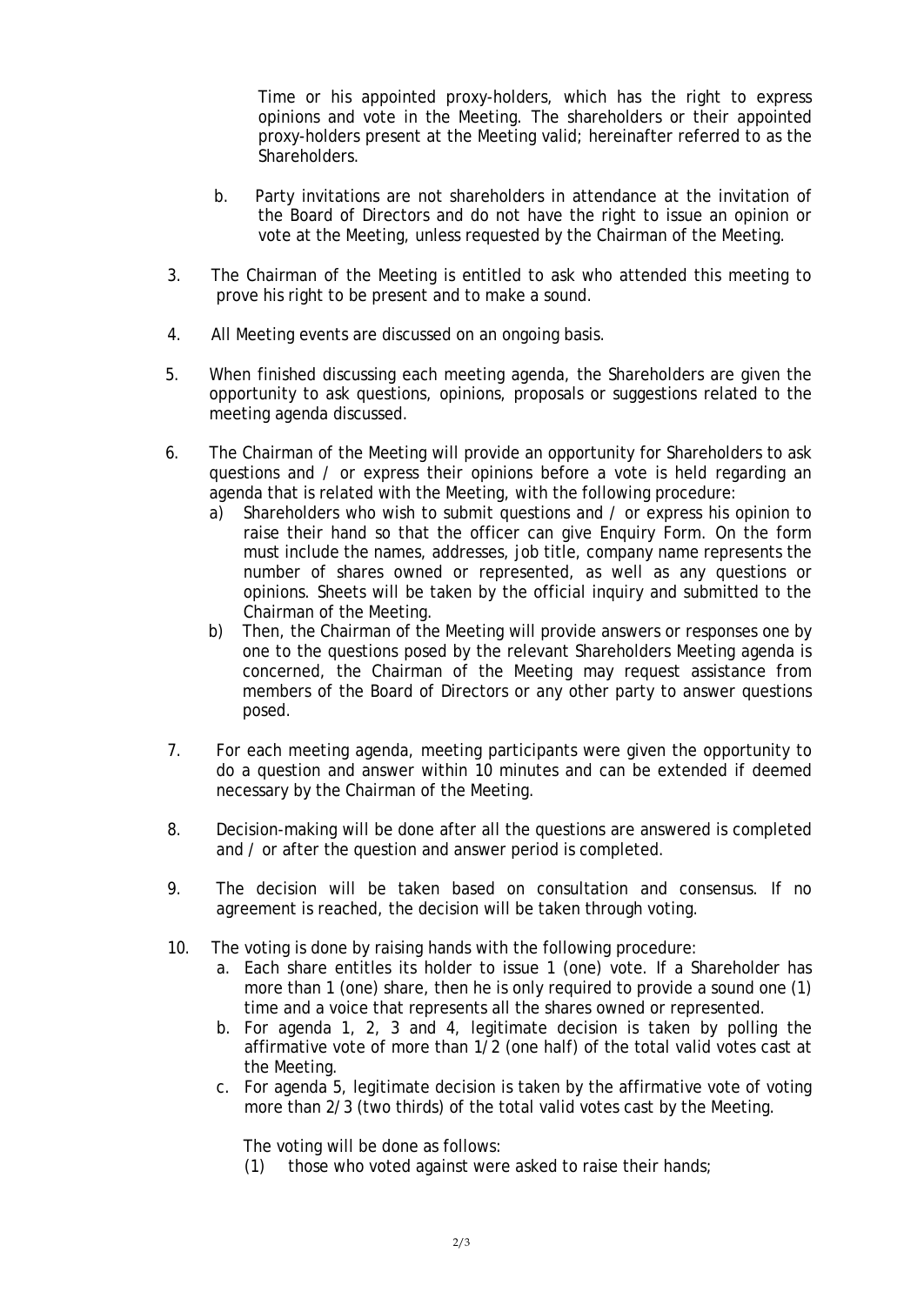Time or his appointed proxy-holders, which has the right to express opinions and vote in the Meeting. The shareholders or their appointed proxy-holders present at the Meeting valid; hereinafter referred to as the Shareholders.

b. Party invitations are not shareholders in attendance at the invitation of the Board of Directors and do not have the right to issue an opinion or vote at the Meeting, unless requested by the Chairman of the Meeting.

3. The Chairman of the Meeting is entitled to ask who attended this meeting to prove his right to be present and to make a sound.

4. All Meeting events are discussed on an ongoing basis.

5. When finished discussing each meeting agenda, the Shareholders are given the opportunity to ask questions, opinions, proposals or suggestions related to the meeting agenda discussed.

6. The Chairman of the Meeting will provide an opportunity for Shareholders to ask questions and / or express their opinions before a vote is held regarding an agenda that is related with the Meeting, with the following procedure:
   a) Shareholders who wish to submit questions and / or express his opinion to raise their hand so that the officer can give Enquiry Form. On the form must include the names, addresses, job title, company name represents the number of shares owned or represented, as well as any questions or opinions. Sheets will be taken by the official inquiry and submitted to the Chairman of the Meeting.
   b) Then, the Chairman of the Meeting will provide answers or responses one by one to the questions posed by the relevant Shareholders Meeting agenda is concerned, the Chairman of the Meeting may request assistance from members of the Board of Directors or any other party to answer questions posed.

7. For each meeting agenda, meeting participants were given the opportunity to do a question and answer within 10 minutes and can be extended if deemed necessary by the Chairman of the Meeting.

8. Decision-making will be done after all the questions are answered is completed and / or after the question and answer period is completed.

9. The decision will be taken based on consultation and consensus. If no agreement is reached, the decision will be taken through voting.

10. The voting is done by raising hands with the following procedure:
   a. Each share entitles its holder to issue 1 (one) vote. If a Shareholder has more than 1 (one) share, then he is only required to provide a sound one (1) time and a voice that represents all the shares owned or represented.
   b. For agenda 1, 2, 3 and 4, legitimate decision is taken by polling the affirmative vote of more than 1/2 (one half) of the total valid votes cast at the Meeting.
   c. For agenda 5, legitimate decision is taken by the affirmative vote of voting more than 2/3 (two thirds) of the total valid votes cast by the Meeting.

   The voting will be done as follows:
   (1) those who voted against were asked to raise their hands;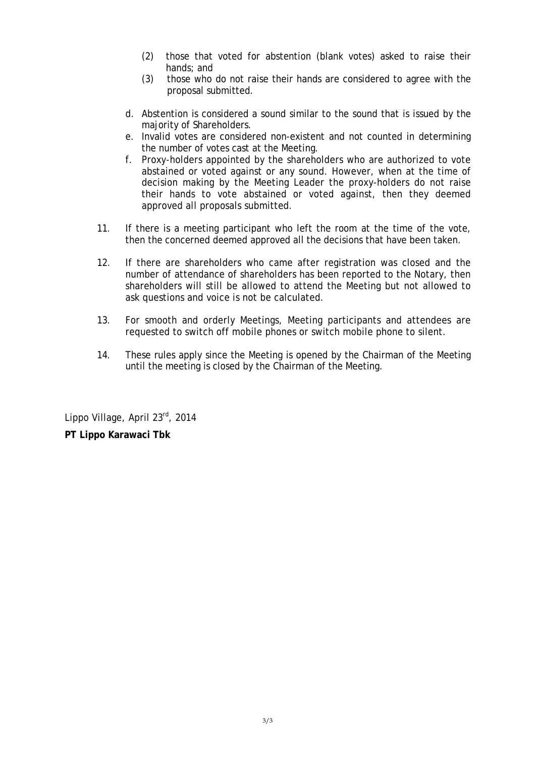(2) those that voted for abstention (blank votes) asked to raise their hands; and

(3) those who do not raise their hands are considered to agree with the proposal submitted.

d. Abstention is considered a sound similar to the sound that is issued by the majority of Shareholders.

e. Invalid votes are considered non-existent and not counted in determining the number of votes cast at the Meeting.

f. Proxy-holders appointed by the shareholders who are authorized to vote abstained or voted against or any sound. However, when at the time of decision making by the Meeting Leader the proxy-holders do not raise their hands to vote abstained or voted against, then they deemed approved all proposals submitted.

11. If there is a meeting participant who left the room at the time of the vote, then the concerned deemed approved all the decisions that have been taken.

12. If there are shareholders who came after registration was closed and the number of attendance of shareholders has been reported to the Notary, then shareholders will still be allowed to attend the Meeting but not allowed to ask questions and voice is not be calculated.

13. For smooth and orderly Meetings, Meeting participants and attendees are requested to switch off mobile phones or switch mobile phone to silent.

14. These rules apply since the Meeting is opened by the Chairman of the Meeting until the meeting is closed by the Chairman of the Meeting.

Lippo Village, April 23rd, 2014

**PT Lippo Karawaci Tbk**